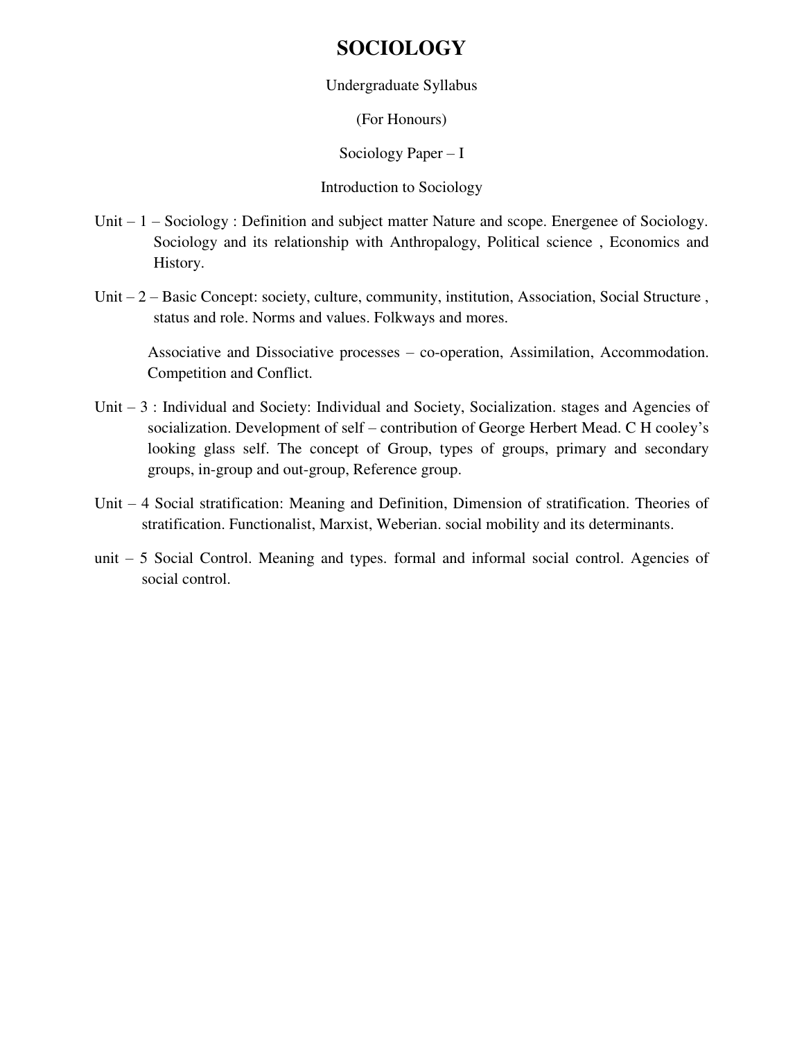# SOCIOLOGY

Undergraduate Syllabus

(For Honours)

Sociology Paper – I

Introduction to Sociology

Unit – 1 – Sociology : Definition and subject matter Nature and scope. Energenee of Sociology. Sociology and its relationship with Anthropalogy, Political science , Economics and History.

Unit – 2 – Basic Concept: society, culture, community, institution, Association, Social Structure , status and role. Norms and values. Folkways and mores.

Associative and Dissociative processes – co-operation, Assimilation, Accommodation. Competition and Conflict.

Unit – 3 : Individual and Society: Individual and Society, Socialization. stages and Agencies of socialization. Development of self – contribution of George Herbert Mead. C H cooley's looking glass self. The concept of Group, types of groups, primary and secondary groups, in-group and out-group, Reference group.

Unit – 4 Social stratification: Meaning and Definition, Dimension of stratification. Theories of stratification. Functionalist, Marxist, Weberian. social mobility and its determinants.

unit – 5 Social Control. Meaning and types. formal and informal social control. Agencies of social control.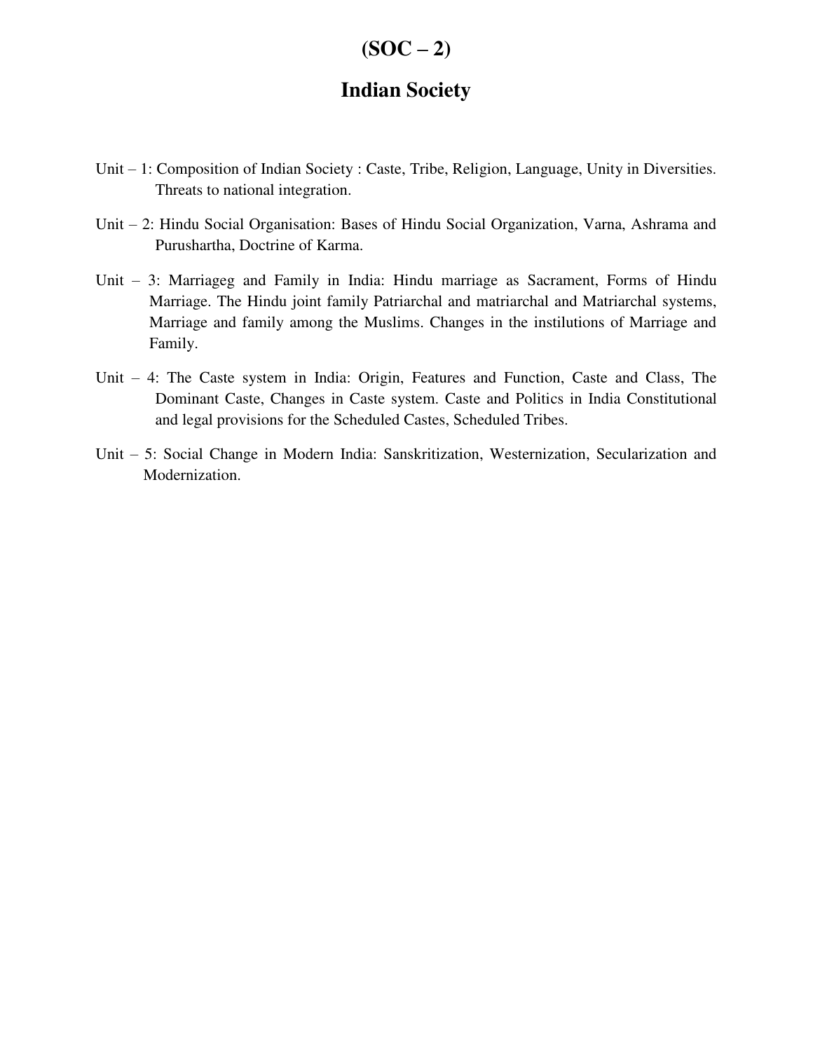# (SOC – 2)

## Indian Society

Unit – 1: Composition of Indian Society : Caste, Tribe, Religion, Language, Unity in Diversities. Threats to national integration.

Unit – 2: Hindu Social Organisation: Bases of Hindu Social Organization, Varna, Ashrama and Purushartha, Doctrine of Karma.

Unit – 3: Marriageg and Family in India: Hindu marriage as Sacrament, Forms of Hindu Marriage. The Hindu joint family Patriarchal and matriarchal and Matriarchal systems, Marriage and family among the Muslims. Changes in the instilutions of Marriage and Family.

Unit – 4: The Caste system in India: Origin, Features and Function, Caste and Class, The Dominant Caste, Changes in Caste system. Caste and Politics in India Constitutional and legal provisions for the Scheduled Castes, Scheduled Tribes.

Unit – 5: Social Change in Modern India: Sanskritization, Westernization, Secularization and Modernization.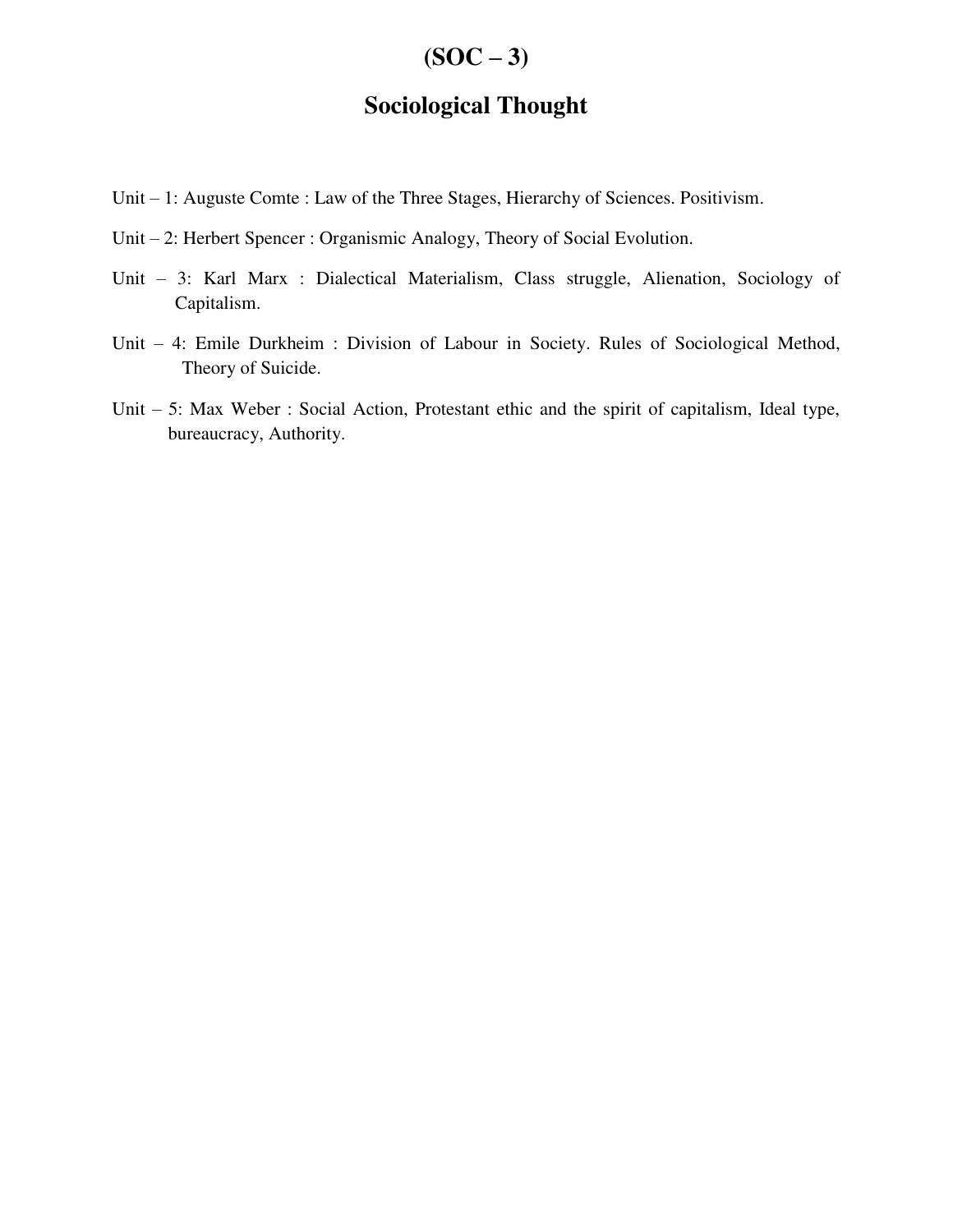# (SOC – 3)

## Sociological Thought

Unit – 1: Auguste Comte : Law of the Three Stages, Hierarchy of Sciences. Positivism.

Unit – 2: Herbert Spencer : Organismic Analogy, Theory of Social Evolution.

Unit – 3: Karl Marx : Dialectical Materialism, Class struggle, Alienation, Sociology of Capitalism.

Unit – 4: Emile Durkheim : Division of Labour in Society. Rules of Sociological Method, Theory of Suicide.

Unit – 5: Max Weber : Social Action, Protestant ethic and the spirit of capitalism, Ideal type, bureaucracy, Authority.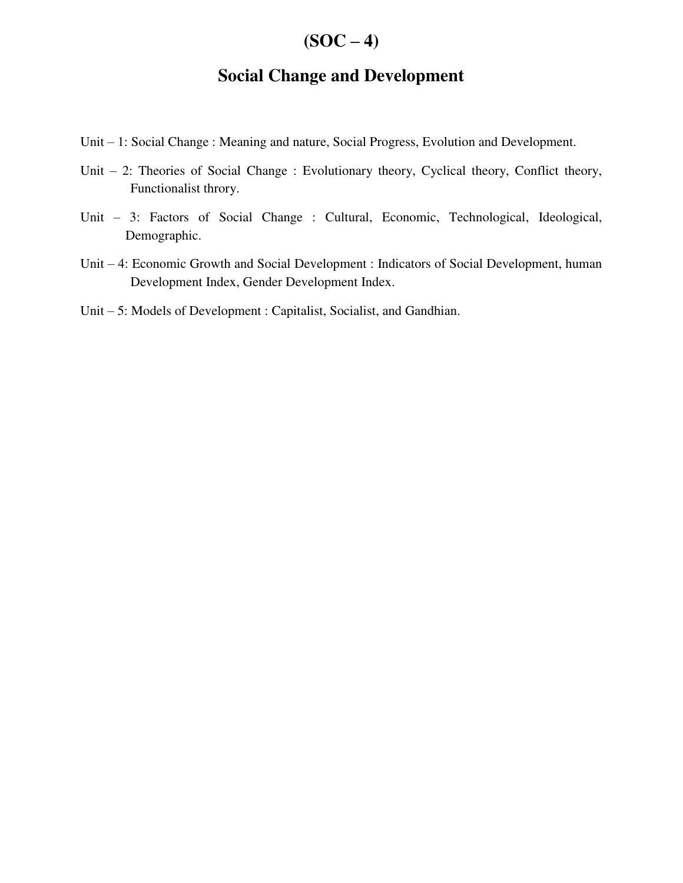# (SOC – 4)

## Social Change and Development

Unit – 1: Social Change : Meaning and nature, Social Progress, Evolution and Development.

Unit – 2: Theories of Social Change : Evolutionary theory, Cyclical theory, Conflict theory, Functionalist throry.

Unit – 3: Factors of Social Change : Cultural, Economic, Technological, Ideological, Demographic.

Unit – 4: Economic Growth and Social Development : Indicators of Social Development, human Development Index, Gender Development Index.

Unit – 5: Models of Development : Capitalist, Socialist, and Gandhian.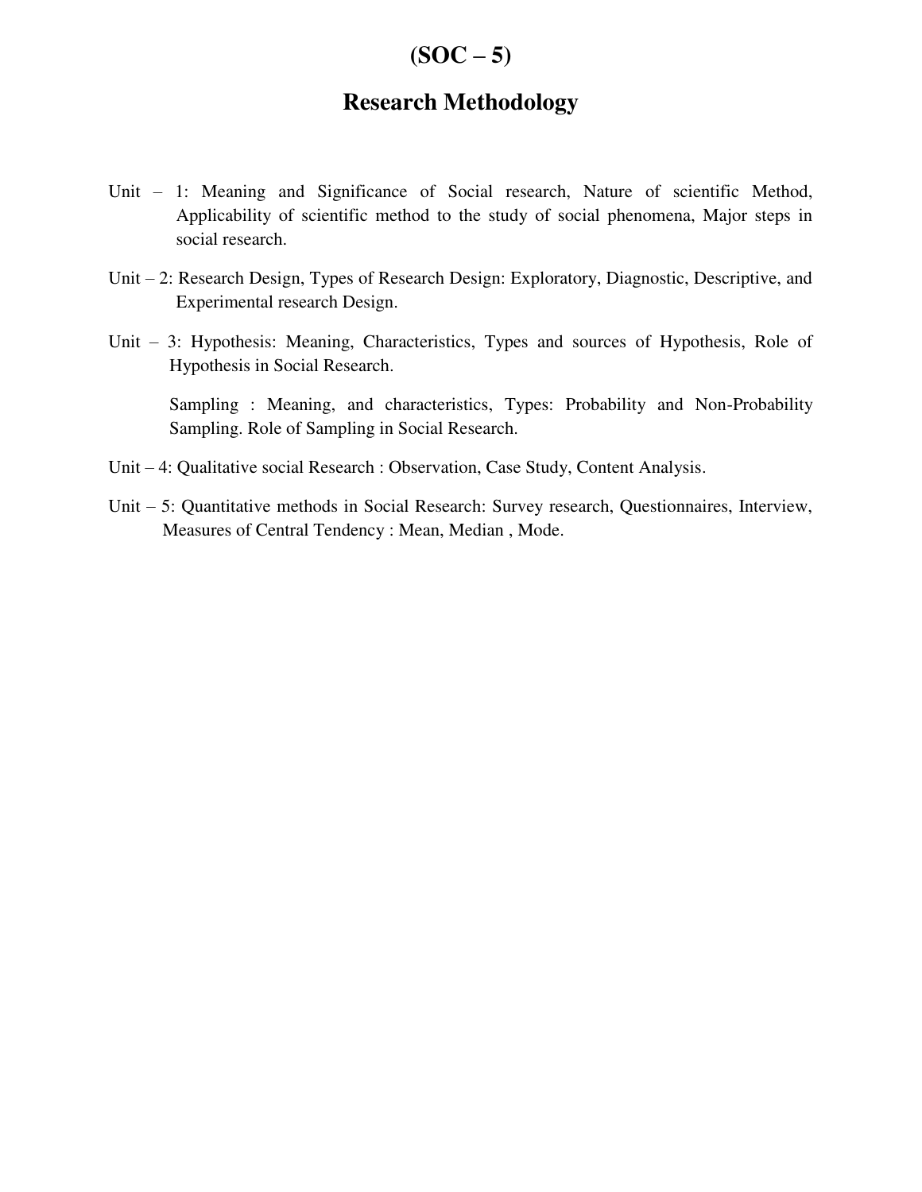# (SOC – 5)

## Research Methodology

Unit – 1: Meaning and Significance of Social research, Nature of scientific Method, Applicability of scientific method to the study of social phenomena, Major steps in social research.

Unit – 2: Research Design, Types of Research Design: Exploratory, Diagnostic, Descriptive, and Experimental research Design.

Unit – 3: Hypothesis: Meaning, Characteristics, Types and sources of Hypothesis, Role of Hypothesis in Social Research.

Sampling : Meaning, and characteristics, Types: Probability and Non-Probability Sampling. Role of Sampling in Social Research.

Unit – 4: Qualitative social Research : Observation, Case Study, Content Analysis.

Unit – 5: Quantitative methods in Social Research: Survey research, Questionnaires, Interview, Measures of Central Tendency : Mean, Median , Mode.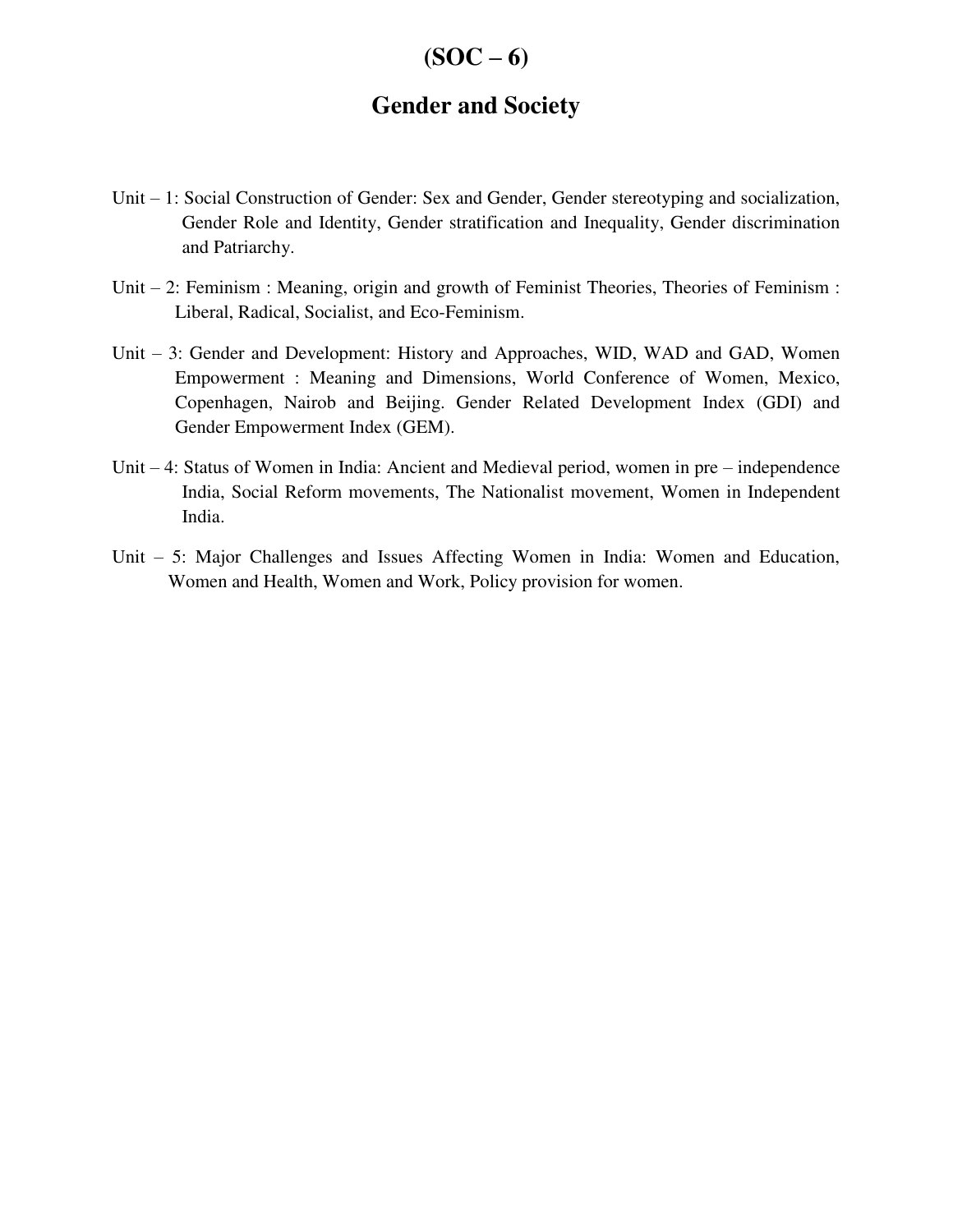# (SOC – 6)

## Gender and Society

Unit – 1: Social Construction of Gender: Sex and Gender, Gender stereotyping and socialization, Gender Role and Identity, Gender stratification and Inequality, Gender discrimination and Patriarchy.

Unit – 2: Feminism : Meaning, origin and growth of Feminist Theories, Theories of Feminism : Liberal, Radical, Socialist, and Eco-Feminism.

Unit – 3: Gender and Development: History and Approaches, WID, WAD and GAD, Women Empowerment : Meaning and Dimensions, World Conference of Women, Mexico, Copenhagen, Nairob and Beijing. Gender Related Development Index (GDI) and Gender Empowerment Index (GEM).

Unit – 4: Status of Women in India: Ancient and Medieval period, women in pre – independence India, Social Reform movements, The Nationalist movement, Women in Independent India.

Unit – 5: Major Challenges and Issues Affecting Women in India: Women and Education, Women and Health, Women and Work, Policy provision for women.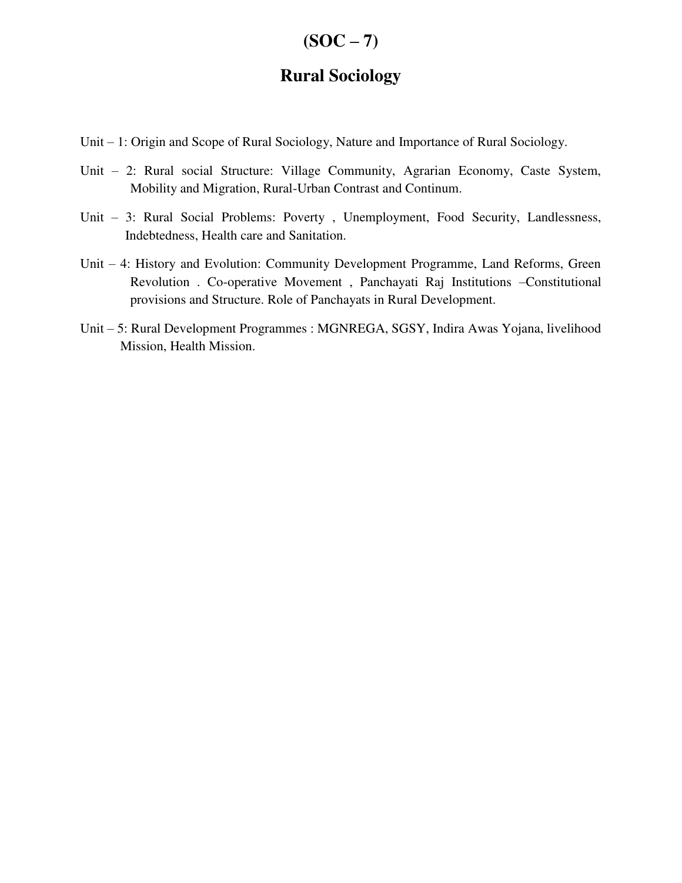# (SOC – 7)

## Rural Sociology

Unit – 1: Origin and Scope of Rural Sociology, Nature and Importance of Rural Sociology.

Unit – 2: Rural social Structure: Village Community, Agrarian Economy, Caste System, Mobility and Migration, Rural-Urban Contrast and Continum.

Unit – 3: Rural Social Problems: Poverty , Unemployment, Food Security, Landlessness, Indebtedness, Health care and Sanitation.

Unit – 4: History and Evolution: Community Development Programme, Land Reforms, Green Revolution . Co-operative Movement , Panchayati Raj Institutions –Constitutional provisions and Structure. Role of Panchayats in Rural Development.

Unit – 5: Rural Development Programmes : MGNREGA, SGSY, Indira Awas Yojana, livelihood Mission, Health Mission.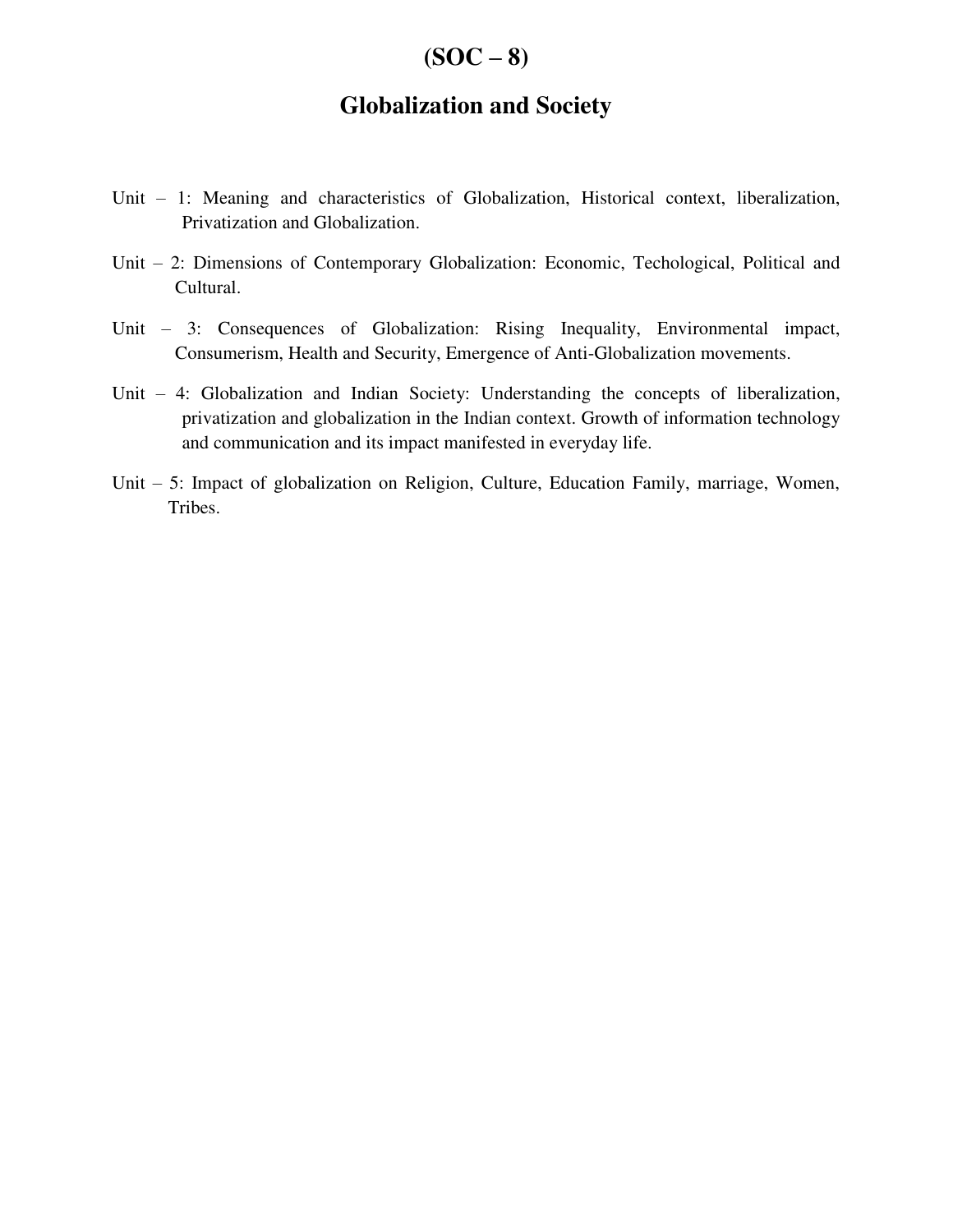# (SOC – 8)

## Globalization and Society

Unit – 1: Meaning and characteristics of Globalization, Historical context, liberalization, Privatization and Globalization.

Unit – 2: Dimensions of Contemporary Globalization: Economic, Techological, Political and Cultural.

Unit – 3: Consequences of Globalization: Rising Inequality, Environmental impact, Consumerism, Health and Security, Emergence of Anti-Globalization movements.

Unit – 4: Globalization and Indian Society: Understanding the concepts of liberalization, privatization and globalization in the Indian context. Growth of information technology and communication and its impact manifested in everyday life.

Unit – 5: Impact of globalization on Religion, Culture, Education Family, marriage, Women, Tribes.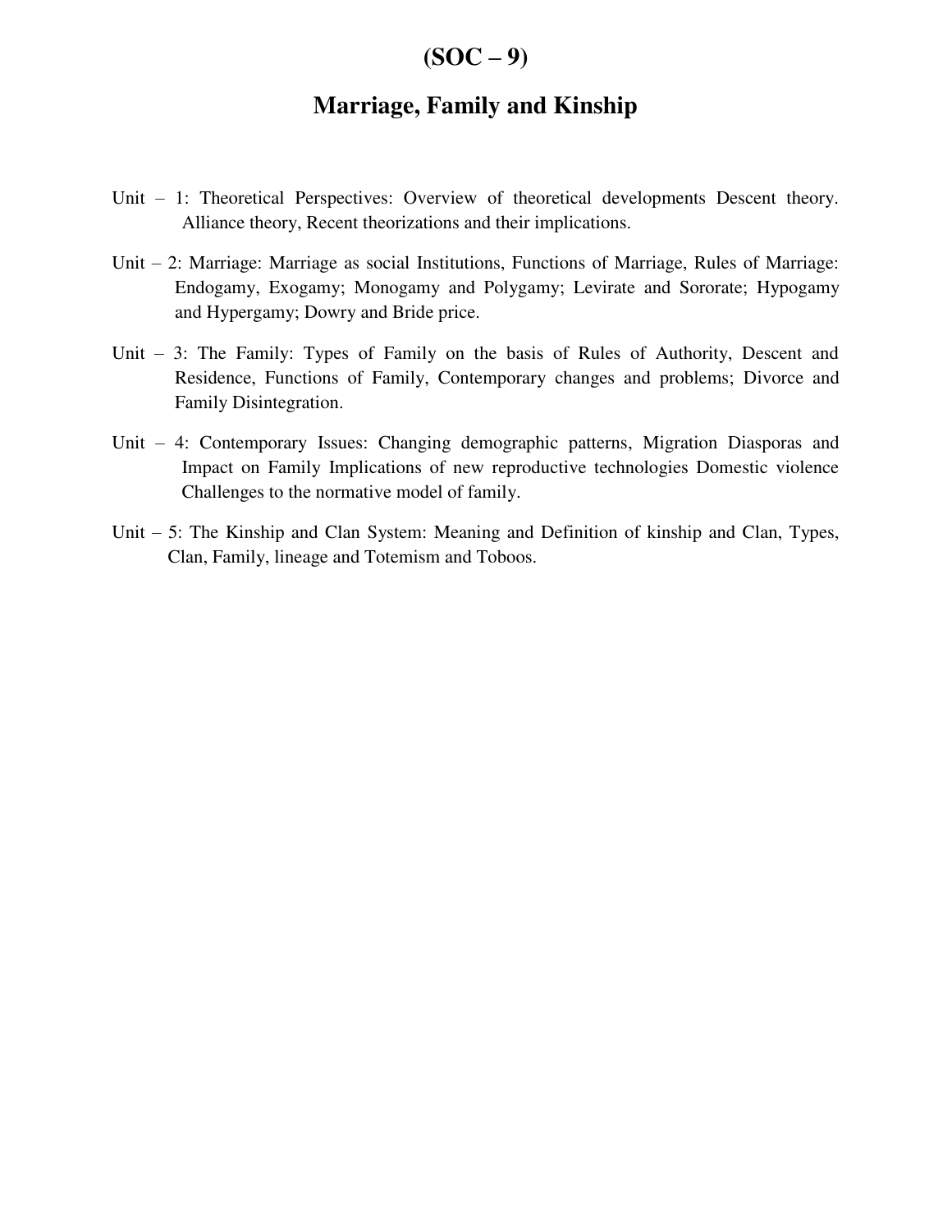# (SOC – 9)

## Marriage, Family and Kinship

Unit – 1: Theoretical Perspectives: Overview of theoretical developments Descent theory. Alliance theory, Recent theorizations and their implications.

Unit – 2: Marriage: Marriage as social Institutions, Functions of Marriage, Rules of Marriage: Endogamy, Exogamy; Monogamy and Polygamy; Levirate and Sororate; Hypogamy and Hypergamy; Dowry and Bride price.

Unit – 3: The Family: Types of Family on the basis of Rules of Authority, Descent and Residence, Functions of Family, Contemporary changes and problems; Divorce and Family Disintegration.

Unit – 4: Contemporary Issues: Changing demographic patterns, Migration Diasporas and Impact on Family Implications of new reproductive technologies Domestic violence Challenges to the normative model of family.

Unit – 5: The Kinship and Clan System: Meaning and Definition of kinship and Clan, Types, Clan, Family, lineage and Totemism and Toboos.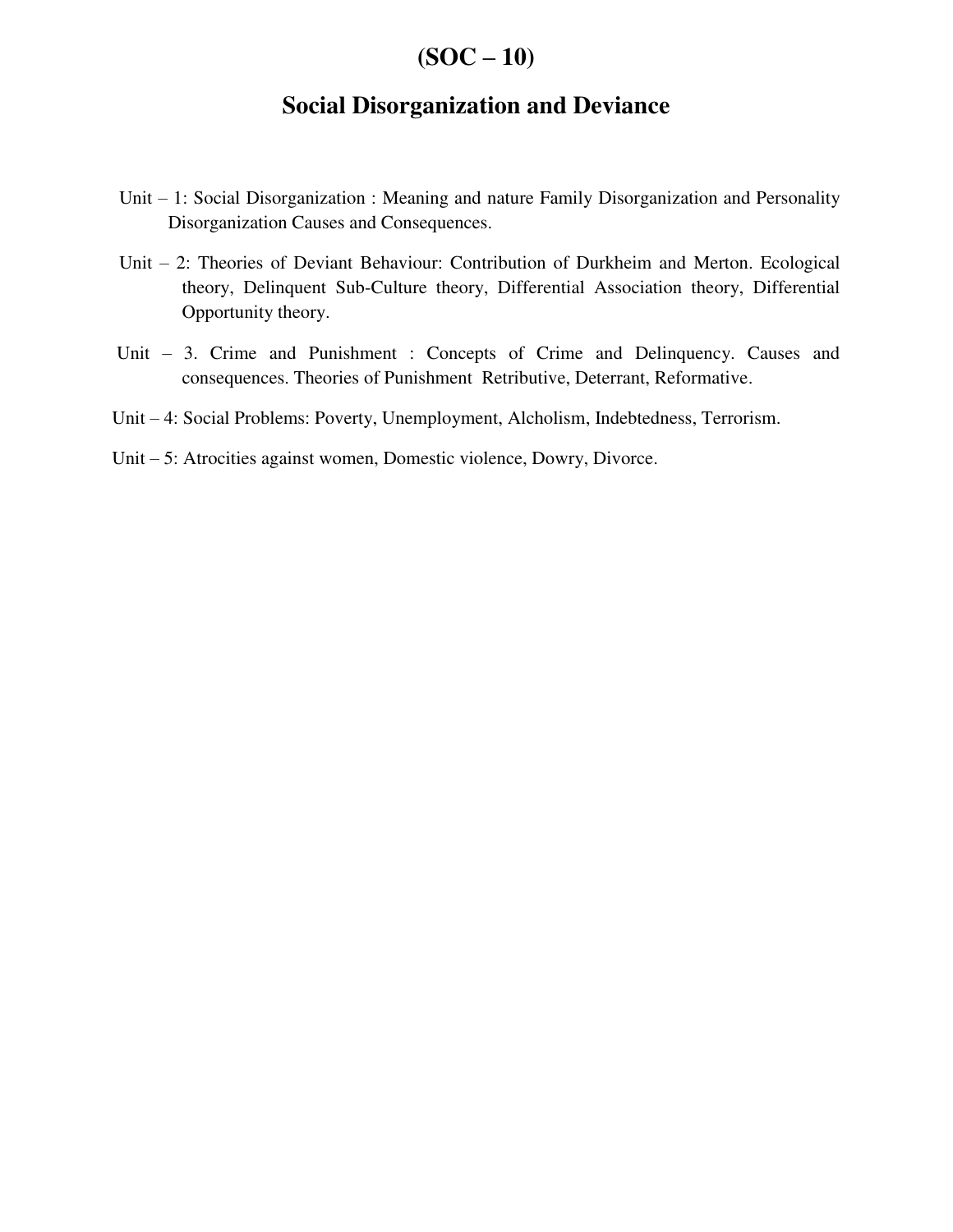# (SOC – 10)

## Social Disorganization and Deviance

Unit – 1: Social Disorganization : Meaning and nature Family Disorganization and Personality Disorganization Causes and Consequences.

Unit – 2: Theories of Deviant Behaviour: Contribution of Durkheim and Merton. Ecological theory, Delinquent Sub-Culture theory, Differential Association theory, Differential Opportunity theory.

Unit – 3. Crime and Punishment : Concepts of Crime and Delinquency. Causes and consequences. Theories of Punishment Retributive, Deterrant, Reformative.

Unit – 4: Social Problems: Poverty, Unemployment, Alcholism, Indebtedness, Terrorism.

Unit – 5: Atrocities against women, Domestic violence, Dowry, Divorce.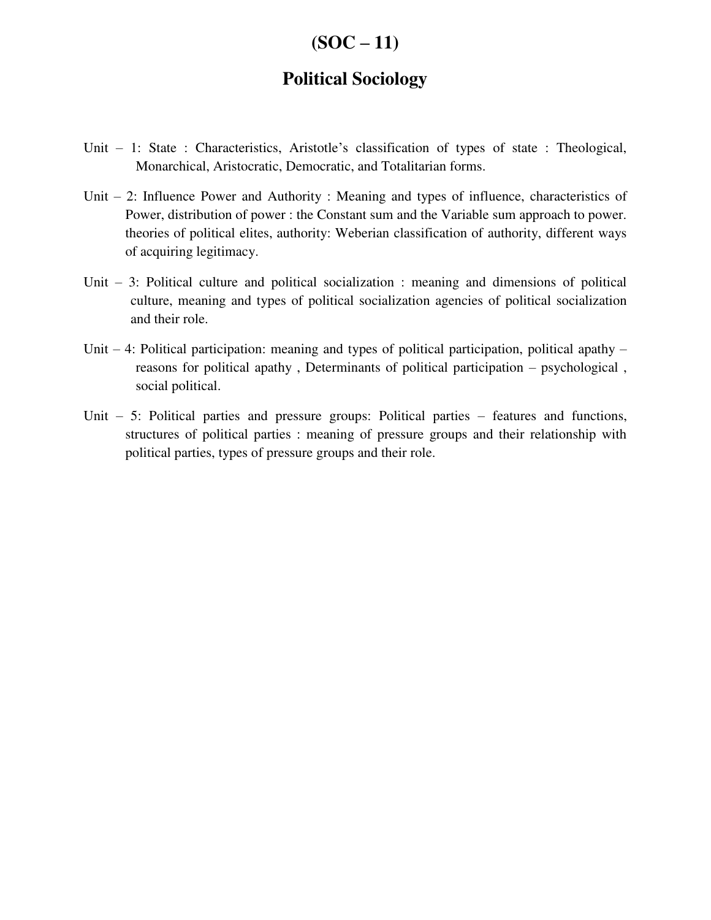# (SOC – 11)

## Political Sociology

Unit – 1: State : Characteristics, Aristotle's classification of types of state : Theological, Monarchical, Aristocratic, Democratic, and Totalitarian forms.

Unit – 2: Influence Power and Authority : Meaning and types of influence, characteristics of Power, distribution of power : the Constant sum and the Variable sum approach to power. theories of political elites, authority: Weberian classification of authority, different ways of acquiring legitimacy.

Unit – 3: Political culture and political socialization : meaning and dimensions of political culture, meaning and types of political socialization agencies of political socialization and their role.

Unit – 4: Political participation: meaning and types of political participation, political apathy – reasons for political apathy , Determinants of political participation – psychological , social political.

Unit – 5: Political parties and pressure groups: Political parties – features and functions, structures of political parties : meaning of pressure groups and their relationship with political parties, types of pressure groups and their role.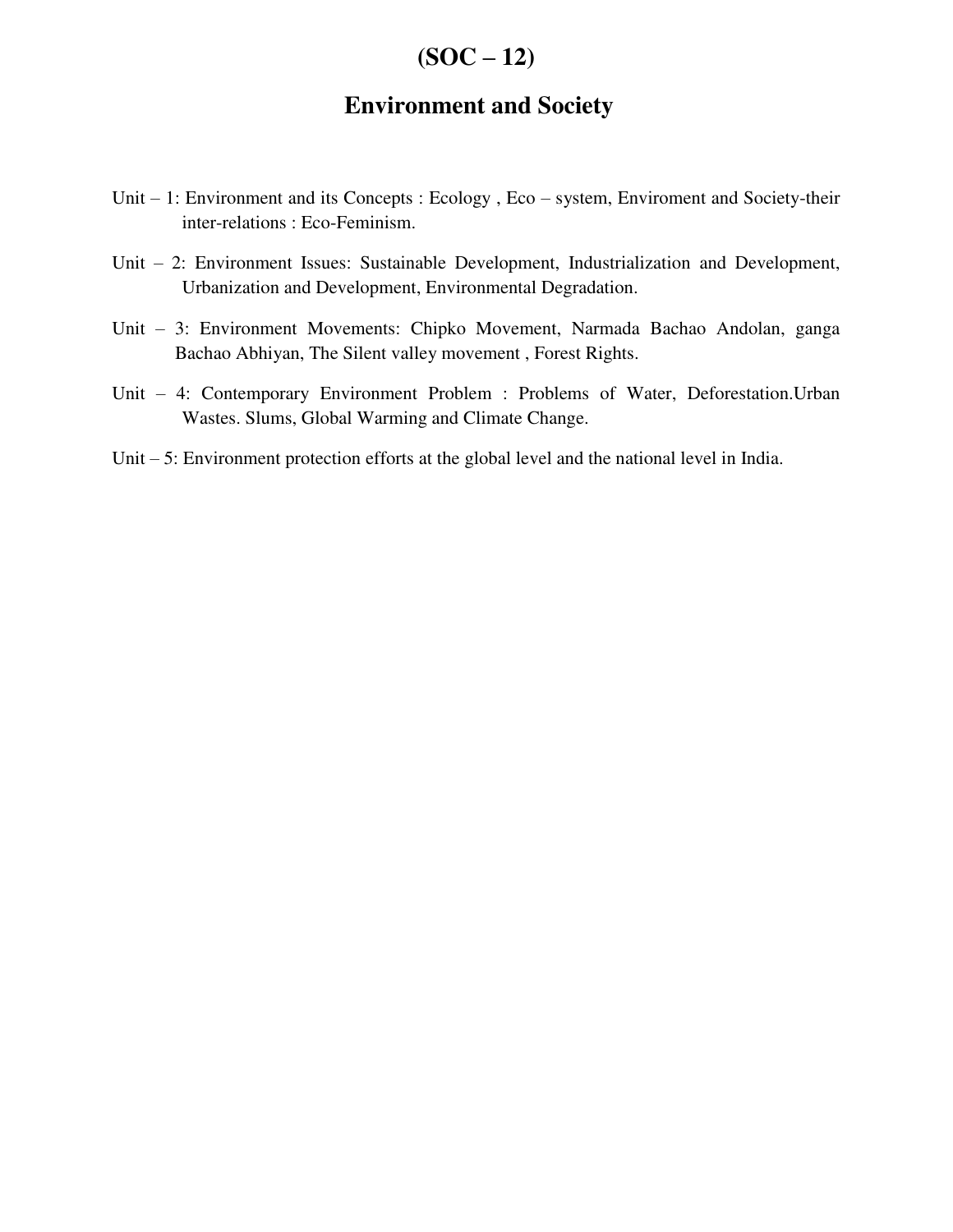# (SOC – 12)

## Environment and Society

Unit – 1: Environment and its Concepts : Ecology , Eco – system, Enviroment and Society-their inter-relations : Eco-Feminism.

Unit – 2: Environment Issues: Sustainable Development, Industrialization and Development, Urbanization and Development, Environmental Degradation.

Unit – 3: Environment Movements: Chipko Movement, Narmada Bachao Andolan, ganga Bachao Abhiyan, The Silent valley movement , Forest Rights.

Unit – 4: Contemporary Environment Problem : Problems of Water, Deforestation.Urban Wastes. Slums, Global Warming and Climate Change.

Unit – 5: Environment protection efforts at the global level and the national level in India.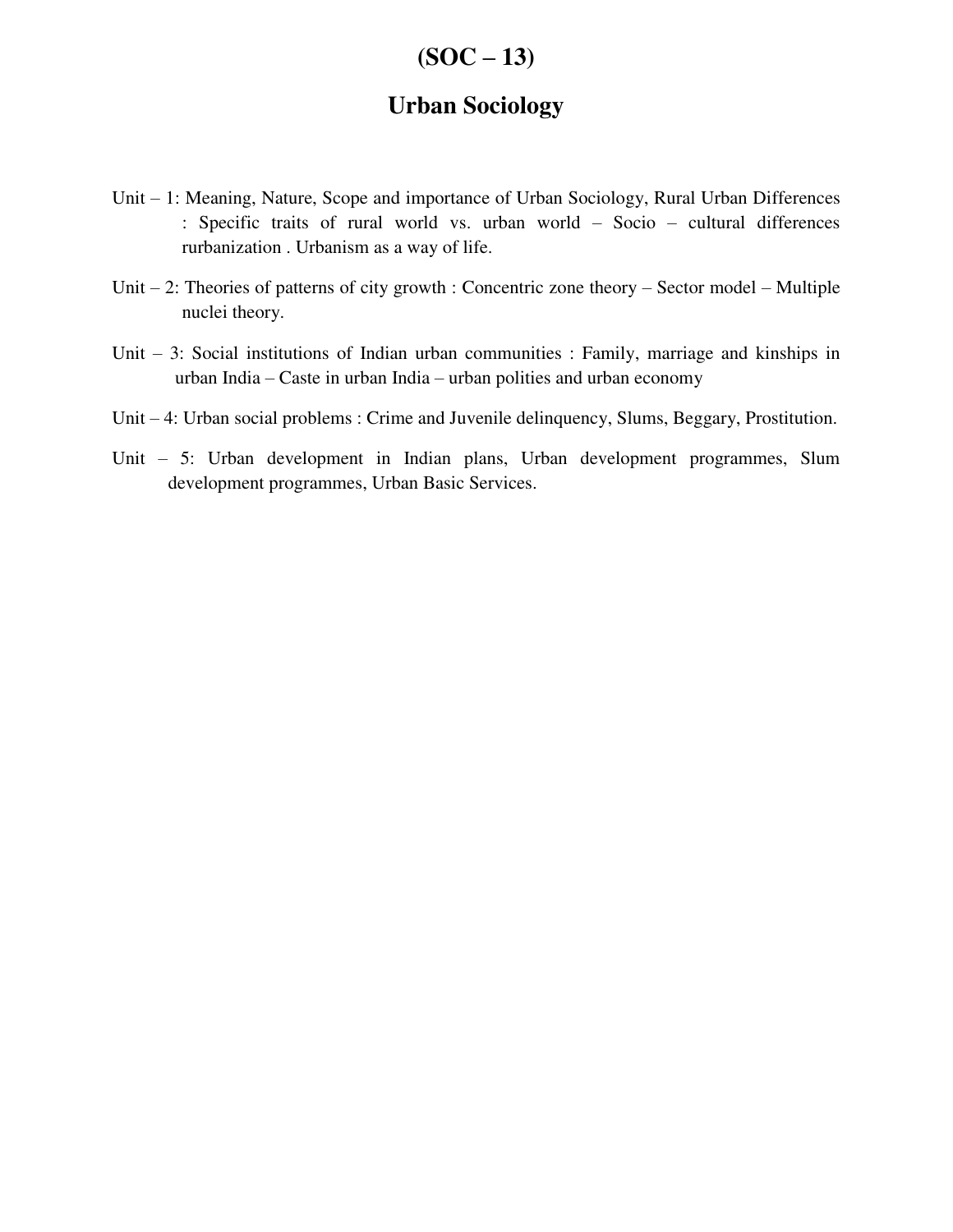# (SOC – 13)

## Urban Sociology

Unit – 1: Meaning, Nature, Scope and importance of Urban Sociology, Rural Urban Differences : Specific traits of rural world vs. urban world – Socio – cultural differences rurbanization . Urbanism as a way of life.

Unit – 2: Theories of patterns of city growth : Concentric zone theory – Sector model – Multiple nuclei theory.

Unit – 3: Social institutions of Indian urban communities : Family, marriage and kinships in urban India – Caste in urban India – urban polities and urban economy

Unit – 4: Urban social problems : Crime and Juvenile delinquency, Slums, Beggary, Prostitution.

Unit – 5: Urban development in Indian plans, Urban development programmes, Slum development programmes, Urban Basic Services.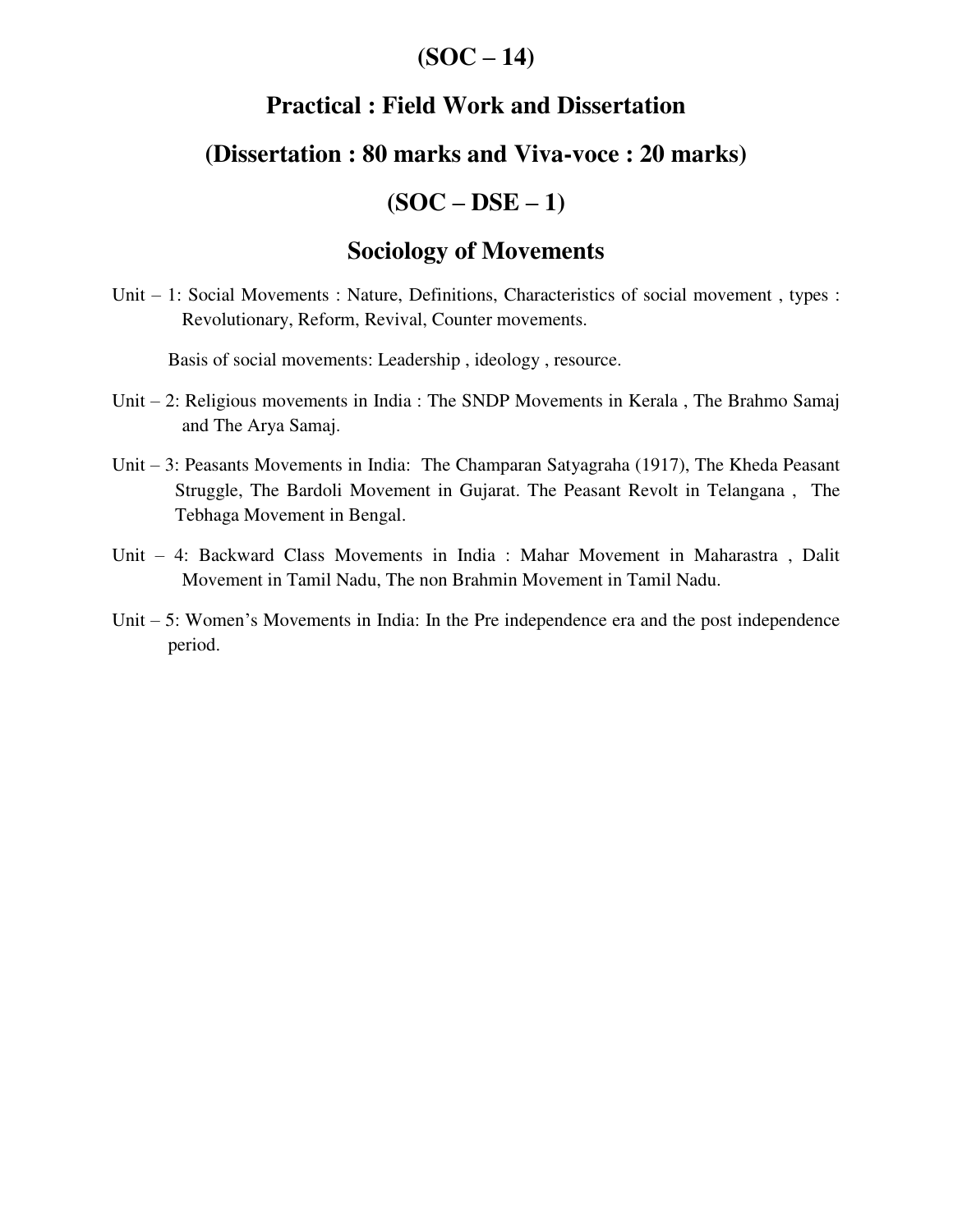## (SOC – 14)

## Practical : Field Work and Dissertation

## (Dissertation : 80 marks and Viva-voce : 20 marks)

## (SOC – DSE – 1)

## Sociology of Movements

Unit – 1: Social Movements : Nature, Definitions, Characteristics of social movement , types : Revolutionary, Reform, Revival, Counter movements.

Basis of social movements: Leadership , ideology , resource.

Unit – 2: Religious movements in India : The SNDP Movements in Kerala , The Brahmo Samaj and The Arya Samaj.

Unit – 3: Peasants Movements in India: The Champaran Satyagraha (1917), The Kheda Peasant Struggle, The Bardoli Movement in Gujarat. The Peasant Revolt in Telangana , The Tebhaga Movement in Bengal.

Unit – 4: Backward Class Movements in India : Mahar Movement in Maharastra , Dalit Movement in Tamil Nadu, The non Brahmin Movement in Tamil Nadu.

Unit – 5: Women's Movements in India: In the Pre independence era and the post independence period.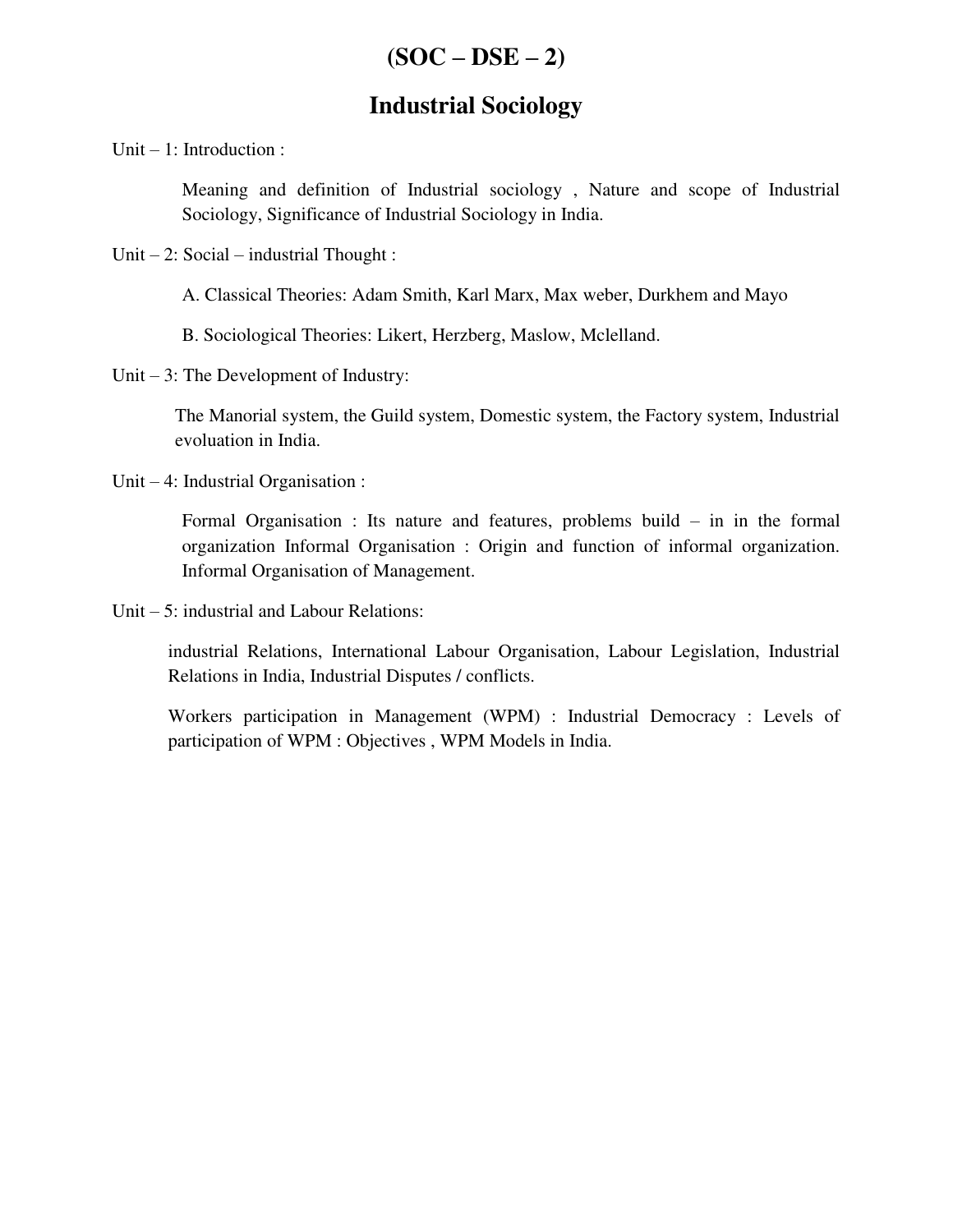# (SOC – DSE – 2)

## Industrial Sociology

Unit – 1: Introduction :

Meaning and definition of Industrial sociology , Nature and scope of Industrial Sociology, Significance of Industrial Sociology in India.

Unit – 2: Social – industrial Thought :

A. Classical Theories: Adam Smith, Karl Marx, Max weber, Durkhem and Mayo

B. Sociological Theories: Likert, Herzberg, Maslow, Mclelland.

Unit – 3: The Development of Industry:

The Manorial system, the Guild system, Domestic system, the Factory system, Industrial evoluation in India.

Unit – 4: Industrial Organisation :

Formal Organisation : Its nature and features, problems build – in in the formal organization Informal Organisation : Origin and function of informal organization. Informal Organisation of Management.

Unit – 5: industrial and Labour Relations:

industrial Relations, International Labour Organisation, Labour Legislation, Industrial Relations in India, Industrial Disputes / conflicts.

Workers participation in Management (WPM) : Industrial Democracy : Levels of participation of WPM : Objectives , WPM Models in India.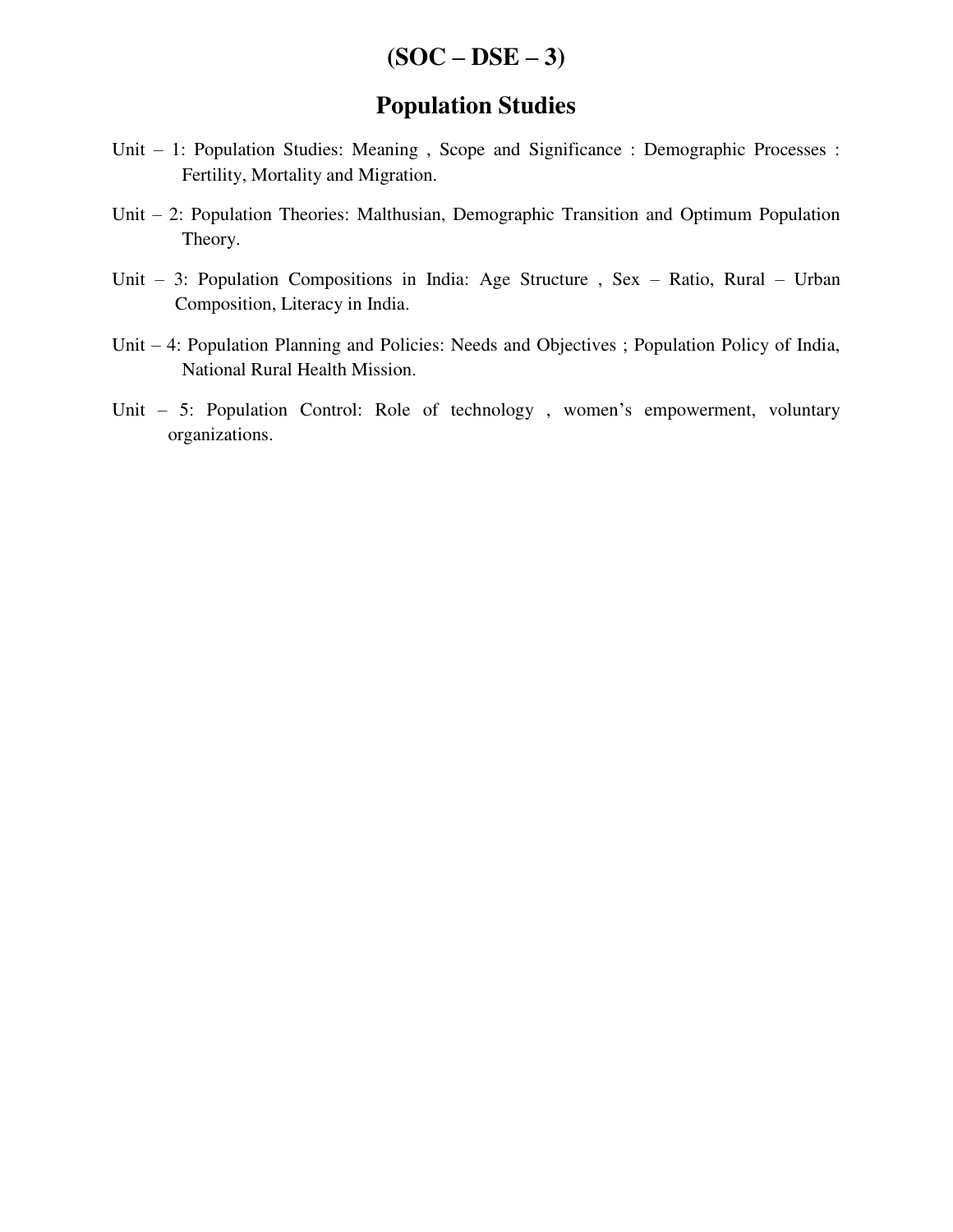# (SOC – DSE – 3)

## Population Studies

Unit – 1: Population Studies: Meaning , Scope and Significance : Demographic Processes : Fertility, Mortality and Migration.

Unit – 2: Population Theories: Malthusian, Demographic Transition and Optimum Population Theory.

Unit – 3: Population Compositions in India: Age Structure , Sex – Ratio, Rural – Urban Composition, Literacy in India.

Unit – 4: Population Planning and Policies: Needs and Objectives ; Population Policy of India, National Rural Health Mission.

Unit – 5: Population Control: Role of technology , women's empowerment, voluntary organizations.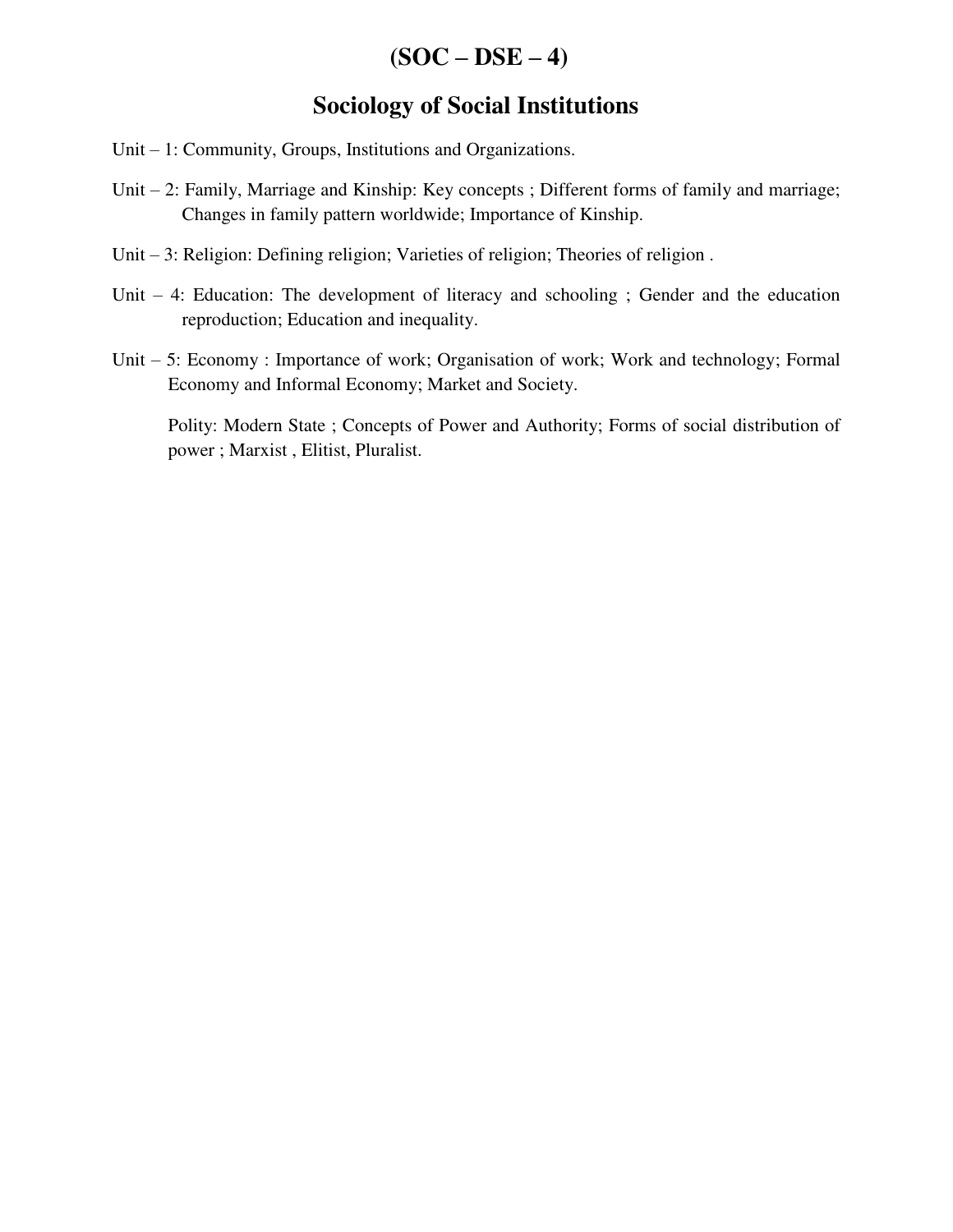# (SOC – DSE – 4)

## Sociology of Social Institutions

Unit – 1: Community, Groups, Institutions and Organizations.

Unit – 2: Family, Marriage and Kinship: Key concepts ; Different forms of family and marriage; Changes in family pattern worldwide; Importance of Kinship.

Unit – 3: Religion: Defining religion; Varieties of religion; Theories of religion .

Unit – 4: Education: The development of literacy and schooling ; Gender and the education reproduction; Education and inequality.

Unit – 5: Economy : Importance of work; Organisation of work; Work and technology; Formal Economy and Informal Economy; Market and Society.

Polity: Modern State ; Concepts of Power and Authority; Forms of social distribution of power ; Marxist , Elitist, Pluralist.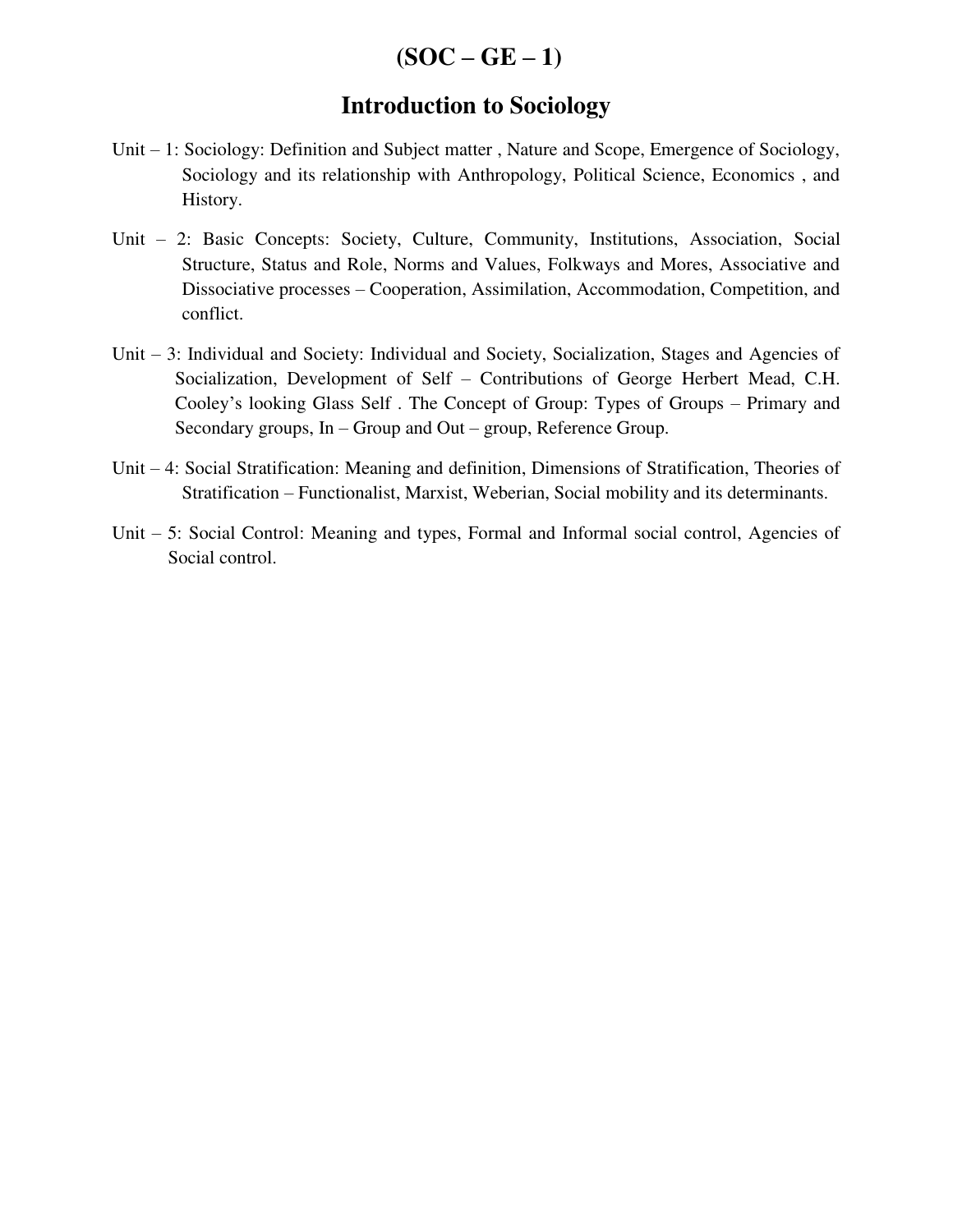# (SOC – GE – 1)

## Introduction to Sociology

Unit – 1: Sociology: Definition and Subject matter , Nature and Scope, Emergence of Sociology, Sociology and its relationship with Anthropology, Political Science, Economics , and History.

Unit – 2: Basic Concepts: Society, Culture, Community, Institutions, Association, Social Structure, Status and Role, Norms and Values, Folkways and Mores, Associative and Dissociative processes – Cooperation, Assimilation, Accommodation, Competition, and conflict.

Unit – 3: Individual and Society: Individual and Society, Socialization, Stages and Agencies of Socialization, Development of Self – Contributions of George Herbert Mead, C.H. Cooley's looking Glass Self . The Concept of Group: Types of Groups – Primary and Secondary groups, In – Group and Out – group, Reference Group.

Unit – 4: Social Stratification: Meaning and definition, Dimensions of Stratification, Theories of Stratification – Functionalist, Marxist, Weberian, Social mobility and its determinants.

Unit – 5: Social Control: Meaning and types, Formal and Informal social control, Agencies of Social control.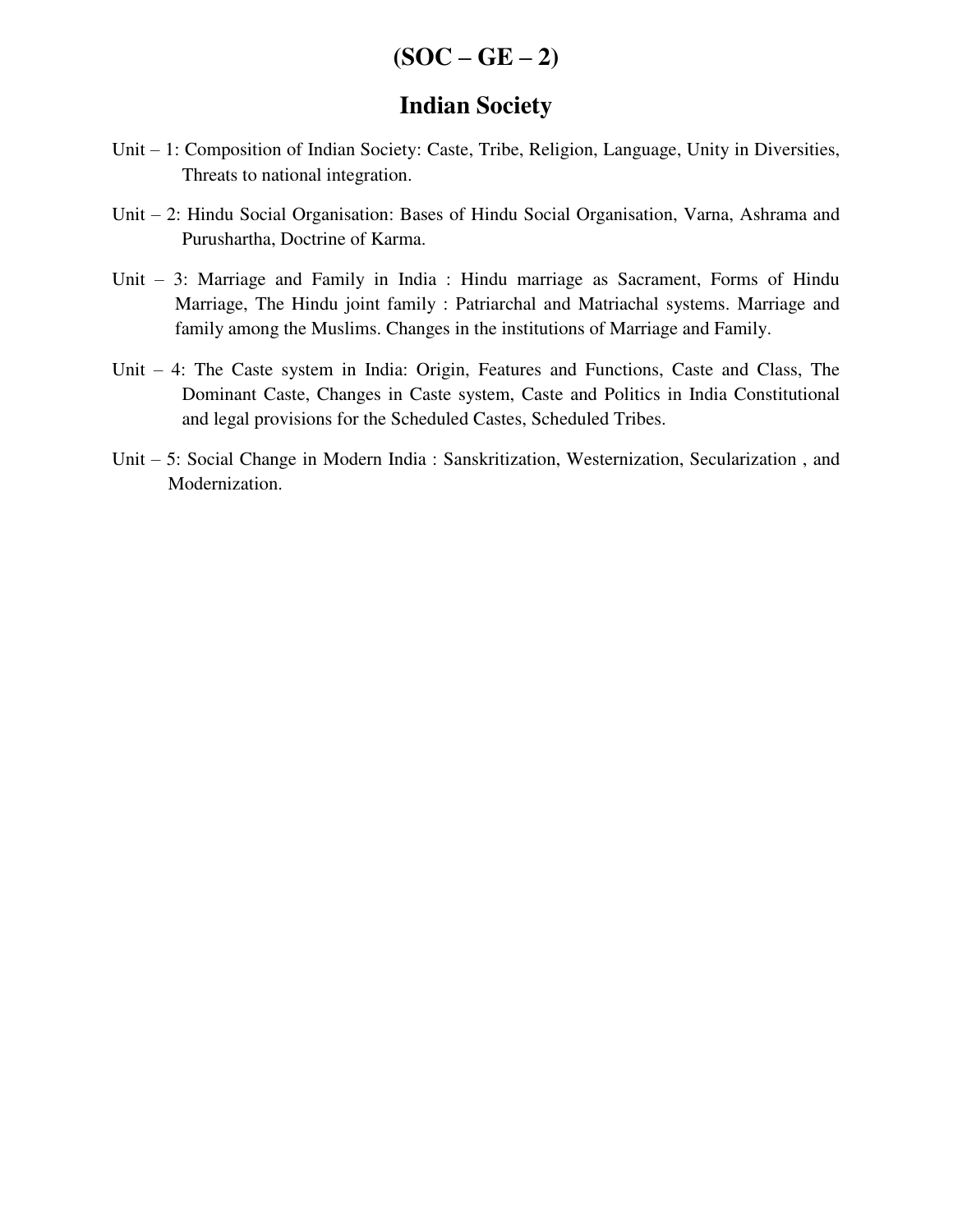# (SOC – GE – 2)

## Indian Society

Unit – 1: Composition of Indian Society: Caste, Tribe, Religion, Language, Unity in Diversities, Threats to national integration.

Unit – 2: Hindu Social Organisation: Bases of Hindu Social Organisation, Varna, Ashrama and Purushartha, Doctrine of Karma.

Unit – 3: Marriage and Family in India : Hindu marriage as Sacrament, Forms of Hindu Marriage, The Hindu joint family : Patriarchal and Matriachal systems. Marriage and family among the Muslims. Changes in the institutions of Marriage and Family.

Unit – 4: The Caste system in India: Origin, Features and Functions, Caste and Class, The Dominant Caste, Changes in Caste system, Caste and Politics in India Constitutional and legal provisions for the Scheduled Castes, Scheduled Tribes.

Unit – 5: Social Change in Modern India : Sanskritization, Westernization, Secularization , and Modernization.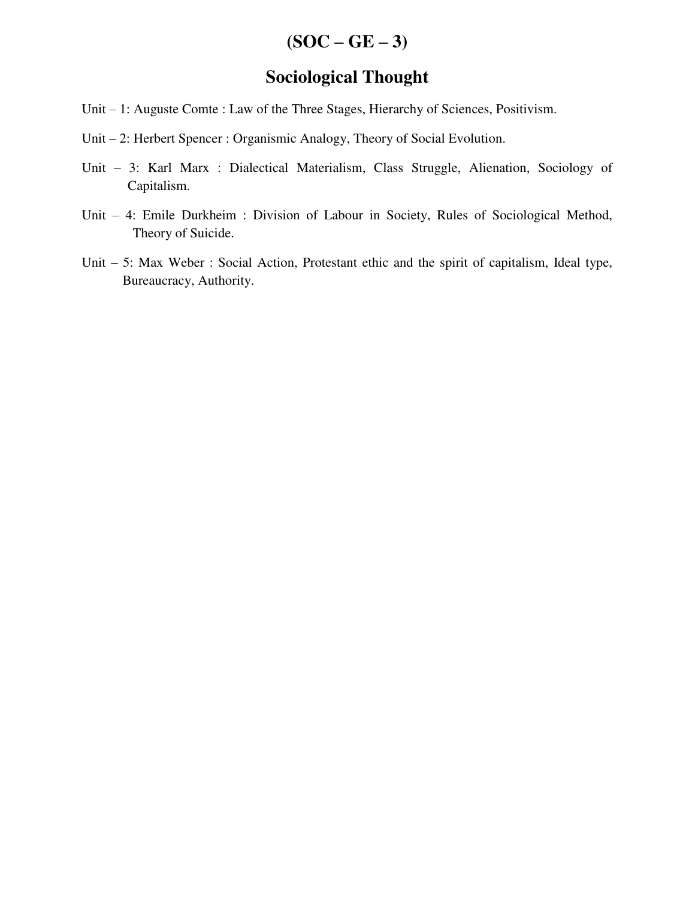# (SOC – GE – 3)

## Sociological Thought

Unit – 1: Auguste Comte : Law of the Three Stages, Hierarchy of Sciences, Positivism.

Unit – 2: Herbert Spencer : Organismic Analogy, Theory of Social Evolution.

Unit – 3: Karl Marx : Dialectical Materialism, Class Struggle, Alienation, Sociology of Capitalism.

Unit – 4: Emile Durkheim : Division of Labour in Society, Rules of Sociological Method, Theory of Suicide.

Unit – 5: Max Weber : Social Action, Protestant ethic and the spirit of capitalism, Ideal type, Bureaucracy, Authority.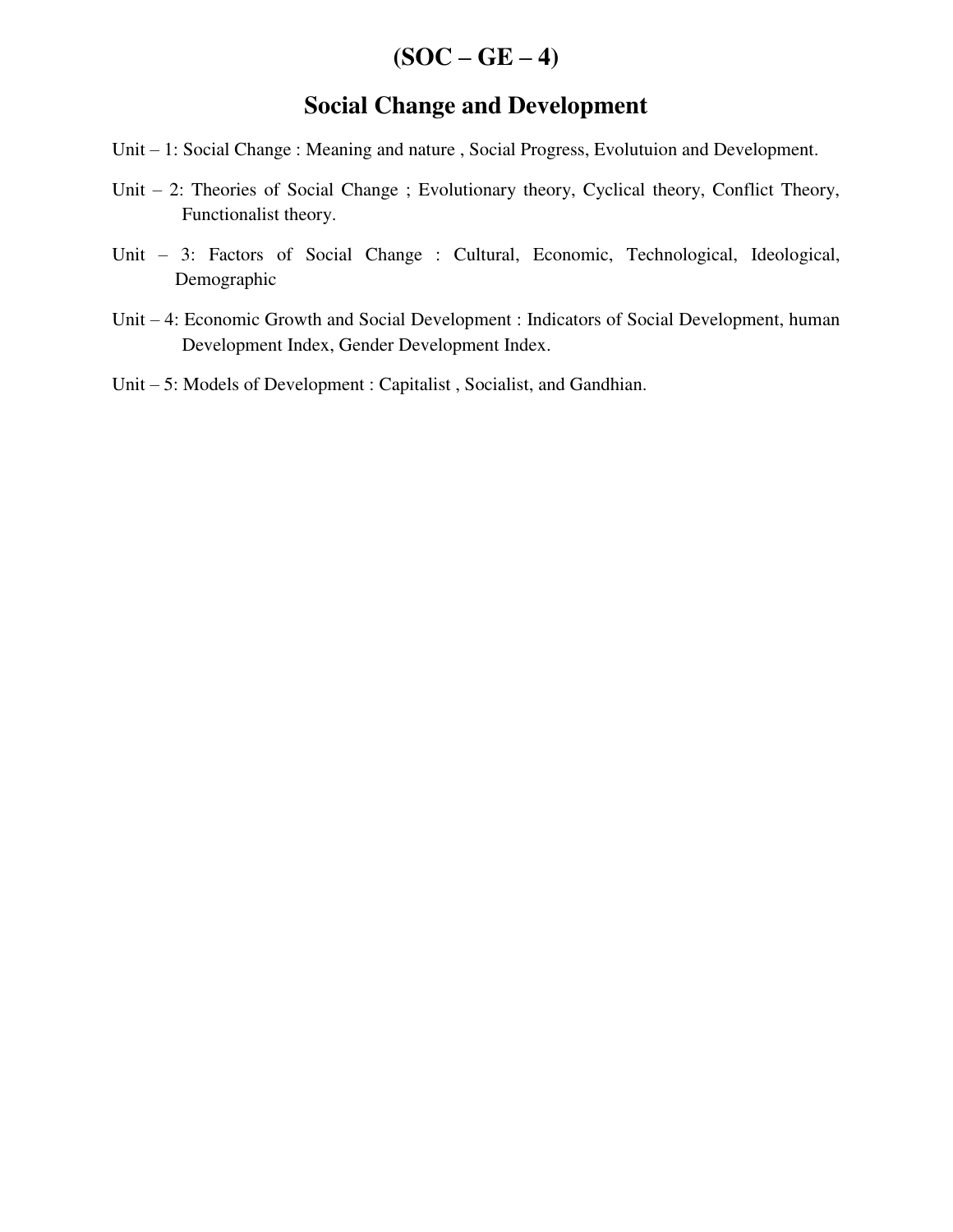# (SOC – GE – 4)

## Social Change and Development

Unit – 1: Social Change : Meaning and nature , Social Progress, Evolutuion and Development.

Unit – 2: Theories of Social Change ; Evolutionary theory, Cyclical theory, Conflict Theory, Functionalist theory.

Unit – 3: Factors of Social Change : Cultural, Economic, Technological, Ideological, Demographic

Unit – 4: Economic Growth and Social Development : Indicators of Social Development, human Development Index, Gender Development Index.

Unit – 5: Models of Development : Capitalist , Socialist, and Gandhian.